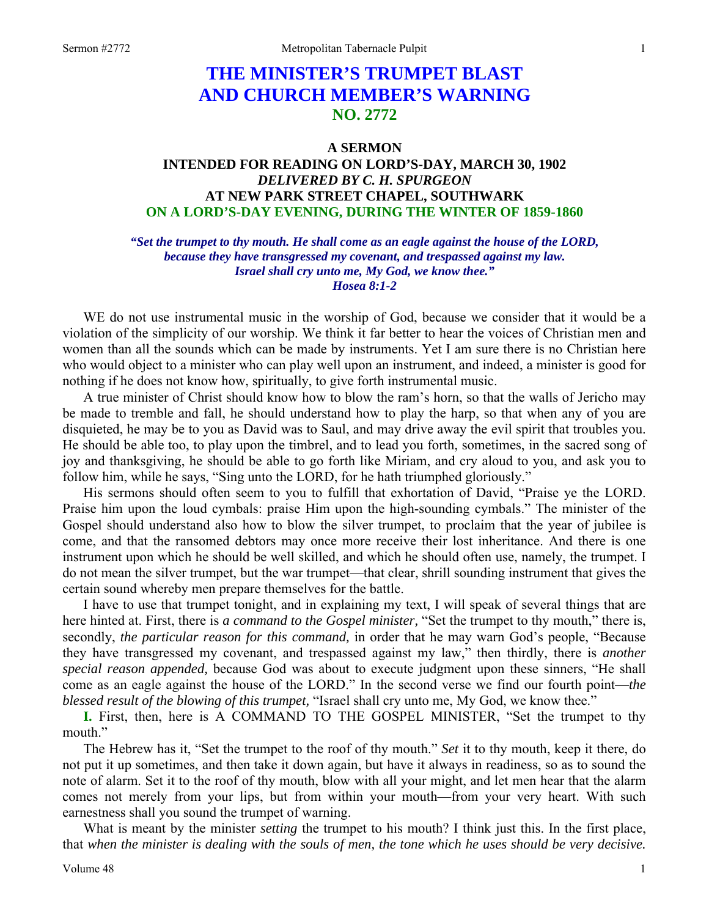# THE MINISTER'S TRUMPET BLAST AND CHURCH MEMBER'S WARNING
## NO. 2772

### A SERMON
### INTENDED FOR READING ON LORD'S-DAY, MARCH 30, 1902
### *DELIVERED BY C. H. SPURGEON*
### AT NEW PARK STREET CHAPEL, SOUTHWARK
### ON A LORD'S-DAY EVENING, DURING THE WINTER OF 1859-1860

***"Set the trumpet to thy mouth. He shall come as an eagle against the house of the LORD, because they have transgressed my covenant, and trespassed against my law. Israel shall cry unto me, My God, we know thee." Hosea 8:1-2***

WE do not use instrumental music in the worship of God, because we consider that it would be a violation of the simplicity of our worship. We think it far better to hear the voices of Christian men and women than all the sounds which can be made by instruments. Yet I am sure there is no Christian here who would object to a minister who can play well upon an instrument, and indeed, a minister is good for nothing if he does not know how, spiritually, to give forth instrumental music.

A true minister of Christ should know how to blow the ram's horn, so that the walls of Jericho may be made to tremble and fall, he should understand how to play the harp, so that when any of you are disquieted, he may be to you as David was to Saul, and may drive away the evil spirit that troubles you. He should be able too, to play upon the timbrel, and to lead you forth, sometimes, in the sacred song of joy and thanksgiving, he should be able to go forth like Miriam, and cry aloud to you, and ask you to follow him, while he says, "Sing unto the LORD, for he hath triumphed gloriously."

His sermons should often seem to you to fulfill that exhortation of David, "Praise ye the LORD. Praise him upon the loud cymbals: praise Him upon the high-sounding cymbals." The minister of the Gospel should understand also how to blow the silver trumpet, to proclaim that the year of jubilee is come, and that the ransomed debtors may once more receive their lost inheritance. And there is one instrument upon which he should be well skilled, and which he should often use, namely, the trumpet. I do not mean the silver trumpet, but the war trumpet—that clear, shrill sounding instrument that gives the certain sound whereby men prepare themselves for the battle.

I have to use that trumpet tonight, and in explaining my text, I will speak of several things that are here hinted at. First, there is *a command to the Gospel minister,* "Set the trumpet to thy mouth," there is, secondly, *the particular reason for this command,* in order that he may warn God's people, "Because they have transgressed my covenant, and trespassed against my law," then thirdly, there is *another special reason appended,* because God was about to execute judgment upon these sinners, "He shall come as an eagle against the house of the LORD." In the second verse we find our fourth point—*the blessed result of the blowing of this trumpet,* "Israel shall cry unto me, My God, we know thee."

**I.** First, then, here is A COMMAND TO THE GOSPEL MINISTER, "Set the trumpet to thy mouth."

The Hebrew has it, "Set the trumpet to the roof of thy mouth." *Set* it to thy mouth, keep it there, do not put it up sometimes, and then take it down again, but have it always in readiness, so as to sound the note of alarm. Set it to the roof of thy mouth, blow with all your might, and let men hear that the alarm comes not merely from your lips, but from within your mouth—from your very heart. With such earnestness shall you sound the trumpet of warning.

What is meant by the minister *setting* the trumpet to his mouth? I think just this. In the first place, that *when the minister is dealing with the souls of men, the tone which he uses should be very decisive.*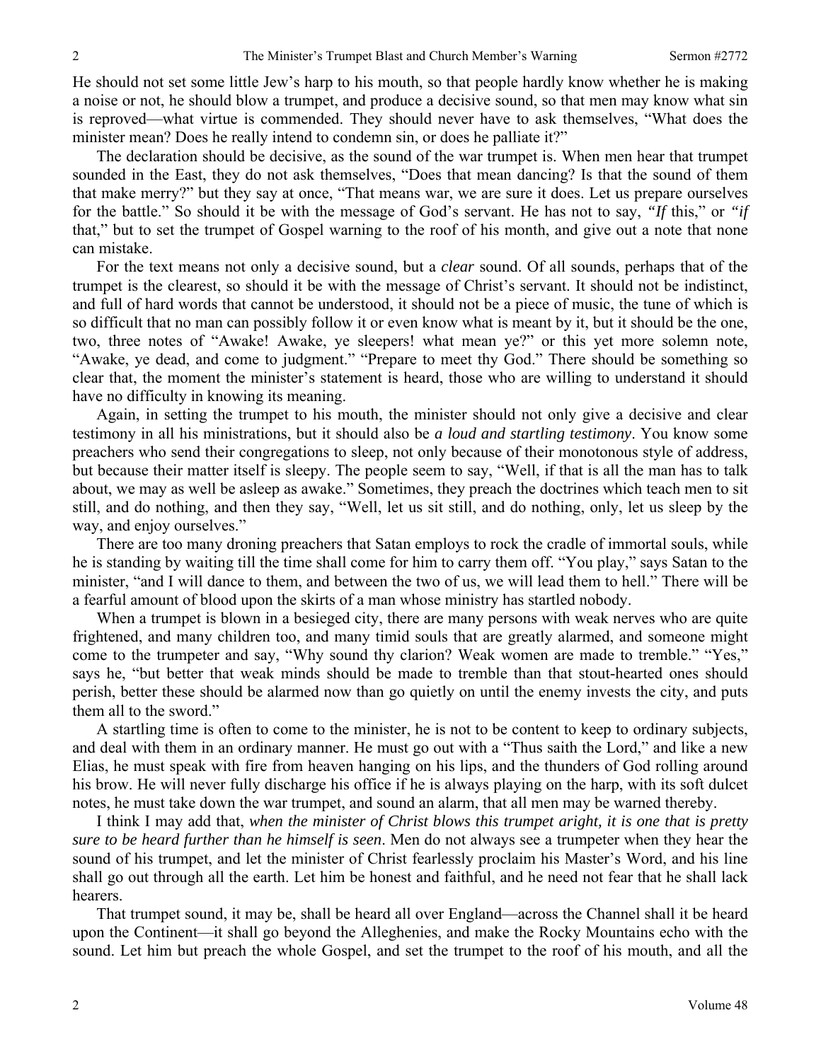He should not set some little Jew's harp to his mouth, so that people hardly know whether he is making a noise or not, he should blow a trumpet, and produce a decisive sound, so that men may know what sin is reproved—what virtue is commended. They should never have to ask themselves, "What does the minister mean? Does he really intend to condemn sin, or does he palliate it?"

The declaration should be decisive, as the sound of the war trumpet is. When men hear that trumpet sounded in the East, they do not ask themselves, "Does that mean dancing? Is that the sound of them that make merry?" but they say at once, "That means war, we are sure it does. Let us prepare ourselves for the battle." So should it be with the message of God's servant. He has not to say, *"If* this," or *"if* that," but to set the trumpet of Gospel warning to the roof of his month, and give out a note that none can mistake.

For the text means not only a decisive sound, but a *clear* sound. Of all sounds, perhaps that of the trumpet is the clearest, so should it be with the message of Christ's servant. It should not be indistinct, and full of hard words that cannot be understood, it should not be a piece of music, the tune of which is so difficult that no man can possibly follow it or even know what is meant by it, but it should be the one, two, three notes of "Awake! Awake, ye sleepers! what mean ye?" or this yet more solemn note, "Awake, ye dead, and come to judgment." "Prepare to meet thy God." There should be something so clear that, the moment the minister's statement is heard, those who are willing to understand it should have no difficulty in knowing its meaning.

Again, in setting the trumpet to his mouth, the minister should not only give a decisive and clear testimony in all his ministrations, but it should also be *a loud and startling testimony*. You know some preachers who send their congregations to sleep, not only because of their monotonous style of address, but because their matter itself is sleepy. The people seem to say, "Well, if that is all the man has to talk about, we may as well be asleep as awake." Sometimes, they preach the doctrines which teach men to sit still, and do nothing, and then they say, "Well, let us sit still, and do nothing, only, let us sleep by the way, and enjoy ourselves."

There are too many droning preachers that Satan employs to rock the cradle of immortal souls, while he is standing by waiting till the time shall come for him to carry them off. "You play," says Satan to the minister, "and I will dance to them, and between the two of us, we will lead them to hell." There will be a fearful amount of blood upon the skirts of a man whose ministry has startled nobody.

When a trumpet is blown in a besieged city, there are many persons with weak nerves who are quite frightened, and many children too, and many timid souls that are greatly alarmed, and someone might come to the trumpeter and say, "Why sound thy clarion? Weak women are made to tremble." "Yes," says he, "but better that weak minds should be made to tremble than that stout-hearted ones should perish, better these should be alarmed now than go quietly on until the enemy invests the city, and puts them all to the sword."

A startling time is often to come to the minister, he is not to be content to keep to ordinary subjects, and deal with them in an ordinary manner. He must go out with a "Thus saith the Lord," and like a new Elias, he must speak with fire from heaven hanging on his lips, and the thunders of God rolling around his brow. He will never fully discharge his office if he is always playing on the harp, with its soft dulcet notes, he must take down the war trumpet, and sound an alarm, that all men may be warned thereby.

I think I may add that, *when the minister of Christ blows this trumpet aright, it is one that is pretty sure to be heard further than he himself is seen*. Men do not always see a trumpeter when they hear the sound of his trumpet, and let the minister of Christ fearlessly proclaim his Master's Word, and his line shall go out through all the earth. Let him be honest and faithful, and he need not fear that he shall lack hearers.

That trumpet sound, it may be, shall be heard all over England—across the Channel shall it be heard upon the Continent—it shall go beyond the Alleghenies, and make the Rocky Mountains echo with the sound. Let him but preach the whole Gospel, and set the trumpet to the roof of his mouth, and all the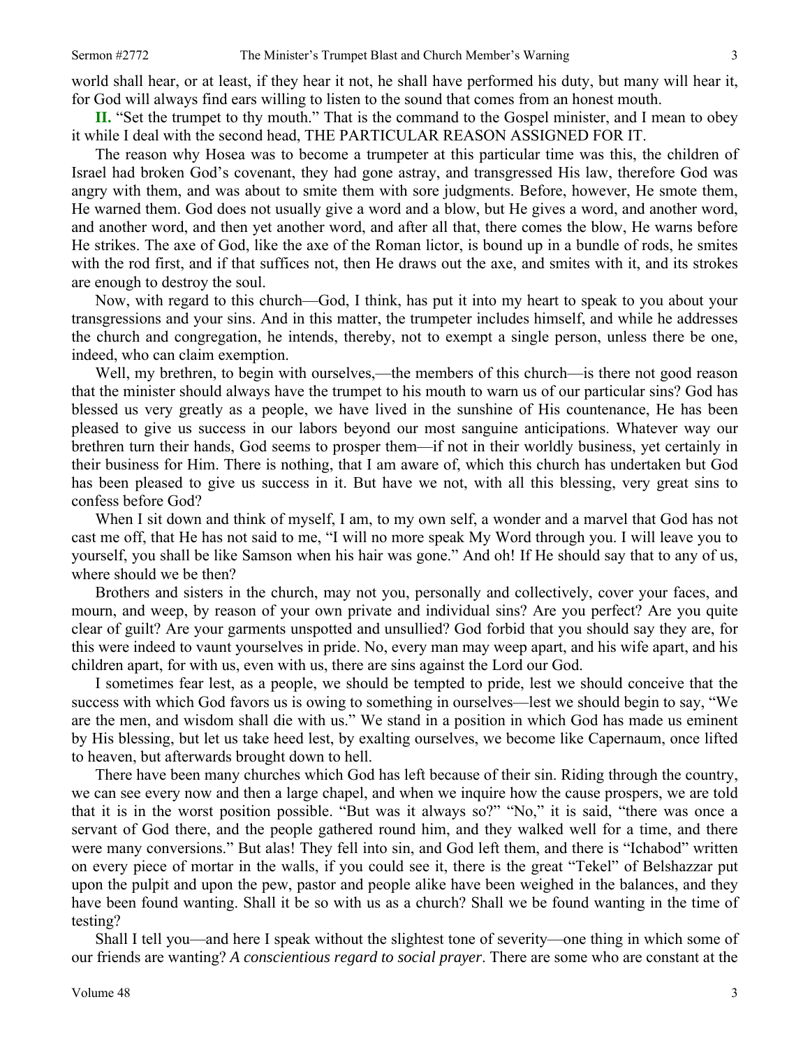world shall hear, or at least, if they hear it not, he shall have performed his duty, but many will hear it, for God will always find ears willing to listen to the sound that comes from an honest mouth.

**II.** "Set the trumpet to thy mouth." That is the command to the Gospel minister, and I mean to obey it while I deal with the second head, THE PARTICULAR REASON ASSIGNED FOR IT.

The reason why Hosea was to become a trumpeter at this particular time was this, the children of Israel had broken God's covenant, they had gone astray, and transgressed His law, therefore God was angry with them, and was about to smite them with sore judgments. Before, however, He smote them, He warned them. God does not usually give a word and a blow, but He gives a word, and another word, and another word, and then yet another word, and after all that, there comes the blow, He warns before He strikes. The axe of God, like the axe of the Roman lictor, is bound up in a bundle of rods, he smites with the rod first, and if that suffices not, then He draws out the axe, and smites with it, and its strokes are enough to destroy the soul.

Now, with regard to this church—God, I think, has put it into my heart to speak to you about your transgressions and your sins. And in this matter, the trumpeter includes himself, and while he addresses the church and congregation, he intends, thereby, not to exempt a single person, unless there be one, indeed, who can claim exemption.

Well, my brethren, to begin with ourselves,—the members of this church—is there not good reason that the minister should always have the trumpet to his mouth to warn us of our particular sins? God has blessed us very greatly as a people, we have lived in the sunshine of His countenance, He has been pleased to give us success in our labors beyond our most sanguine anticipations. Whatever way our brethren turn their hands, God seems to prosper them—if not in their worldly business, yet certainly in their business for Him. There is nothing, that I am aware of, which this church has undertaken but God has been pleased to give us success in it. But have we not, with all this blessing, very great sins to confess before God?

When I sit down and think of myself, I am, to my own self, a wonder and a marvel that God has not cast me off, that He has not said to me, "I will no more speak My Word through you. I will leave you to yourself, you shall be like Samson when his hair was gone." And oh! If He should say that to any of us, where should we be then?

Brothers and sisters in the church, may not you, personally and collectively, cover your faces, and mourn, and weep, by reason of your own private and individual sins? Are you perfect? Are you quite clear of guilt? Are your garments unspotted and unsullied? God forbid that you should say they are, for this were indeed to vaunt yourselves in pride. No, every man may weep apart, and his wife apart, and his children apart, for with us, even with us, there are sins against the Lord our God.

I sometimes fear lest, as a people, we should be tempted to pride, lest we should conceive that the success with which God favors us is owing to something in ourselves—lest we should begin to say, "We are the men, and wisdom shall die with us." We stand in a position in which God has made us eminent by His blessing, but let us take heed lest, by exalting ourselves, we become like Capernaum, once lifted to heaven, but afterwards brought down to hell.

There have been many churches which God has left because of their sin. Riding through the country, we can see every now and then a large chapel, and when we inquire how the cause prospers, we are told that it is in the worst position possible. "But was it always so?" "No," it is said, "there was once a servant of God there, and the people gathered round him, and they walked well for a time, and there were many conversions." But alas! They fell into sin, and God left them, and there is "Ichabod" written on every piece of mortar in the walls, if you could see it, there is the great "Tekel" of Belshazzar put upon the pulpit and upon the pew, pastor and people alike have been weighed in the balances, and they have been found wanting. Shall it be so with us as a church? Shall we be found wanting in the time of testing?

Shall I tell you—and here I speak without the slightest tone of severity—one thing in which some of our friends are wanting? *A conscientious regard to social prayer*. There are some who are constant at the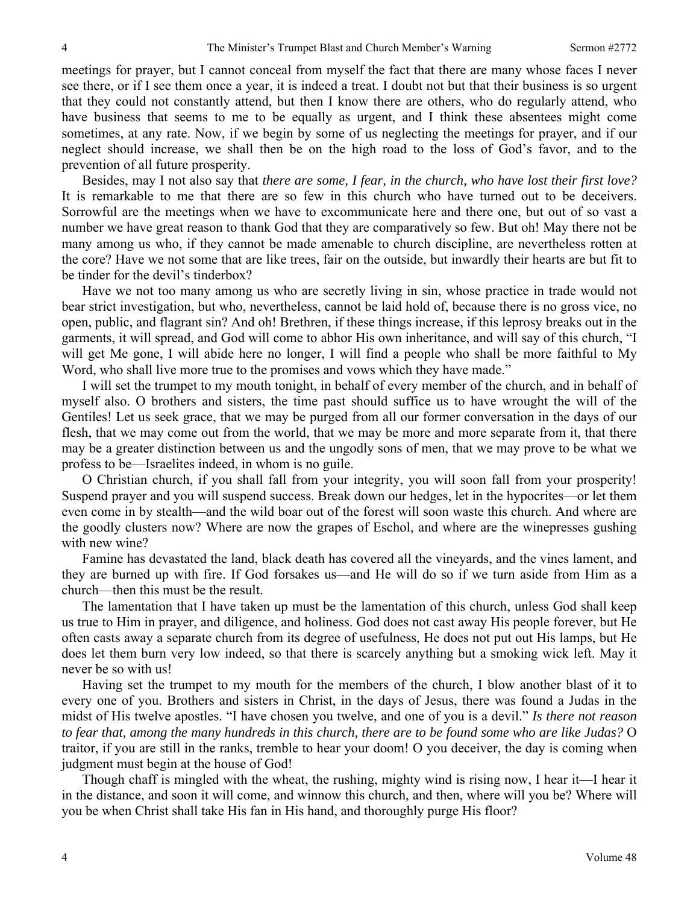meetings for prayer, but I cannot conceal from myself the fact that there are many whose faces I never see there, or if I see them once a year, it is indeed a treat. I doubt not but that their business is so urgent that they could not constantly attend, but then I know there are others, who do regularly attend, who have business that seems to me to be equally as urgent, and I think these absentees might come sometimes, at any rate. Now, if we begin by some of us neglecting the meetings for prayer, and if our neglect should increase, we shall then be on the high road to the loss of God's favor, and to the prevention of all future prosperity.

Besides, may I not also say that *there are some, I fear, in the church, who have lost their first love?* It is remarkable to me that there are so few in this church who have turned out to be deceivers. Sorrowful are the meetings when we have to excommunicate here and there one, but out of so vast a number we have great reason to thank God that they are comparatively so few. But oh! May there not be many among us who, if they cannot be made amenable to church discipline, are nevertheless rotten at the core? Have we not some that are like trees, fair on the outside, but inwardly their hearts are but fit to be tinder for the devil's tinderbox?

Have we not too many among us who are secretly living in sin, whose practice in trade would not bear strict investigation, but who, nevertheless, cannot be laid hold of, because there is no gross vice, no open, public, and flagrant sin? And oh! Brethren, if these things increase, if this leprosy breaks out in the garments, it will spread, and God will come to abhor His own inheritance, and will say of this church, "I will get Me gone, I will abide here no longer, I will find a people who shall be more faithful to My Word, who shall live more true to the promises and vows which they have made."

I will set the trumpet to my mouth tonight, in behalf of every member of the church, and in behalf of myself also. O brothers and sisters, the time past should suffice us to have wrought the will of the Gentiles! Let us seek grace, that we may be purged from all our former conversation in the days of our flesh, that we may come out from the world, that we may be more and more separate from it, that there may be a greater distinction between us and the ungodly sons of men, that we may prove to be what we profess to be—Israelites indeed, in whom is no guile.

O Christian church, if you shall fall from your integrity, you will soon fall from your prosperity! Suspend prayer and you will suspend success. Break down our hedges, let in the hypocrites—or let them even come in by stealth—and the wild boar out of the forest will soon waste this church. And where are the goodly clusters now? Where are now the grapes of Eschol, and where are the winepresses gushing with new wine?

Famine has devastated the land, black death has covered all the vineyards, and the vines lament, and they are burned up with fire. If God forsakes us—and He will do so if we turn aside from Him as a church—then this must be the result.

The lamentation that I have taken up must be the lamentation of this church, unless God shall keep us true to Him in prayer, and diligence, and holiness. God does not cast away His people forever, but He often casts away a separate church from its degree of usefulness, He does not put out His lamps, but He does let them burn very low indeed, so that there is scarcely anything but a smoking wick left. May it never be so with us!

Having set the trumpet to my mouth for the members of the church, I blow another blast of it to every one of you. Brothers and sisters in Christ, in the days of Jesus, there was found a Judas in the midst of His twelve apostles. "I have chosen you twelve, and one of you is a devil." *Is there not reason to fear that, among the many hundreds in this church, there are to be found some who are like Judas?* O traitor, if you are still in the ranks, tremble to hear your doom! O you deceiver, the day is coming when judgment must begin at the house of God!

Though chaff is mingled with the wheat, the rushing, mighty wind is rising now, I hear it—I hear it in the distance, and soon it will come, and winnow this church, and then, where will you be? Where will you be when Christ shall take His fan in His hand, and thoroughly purge His floor?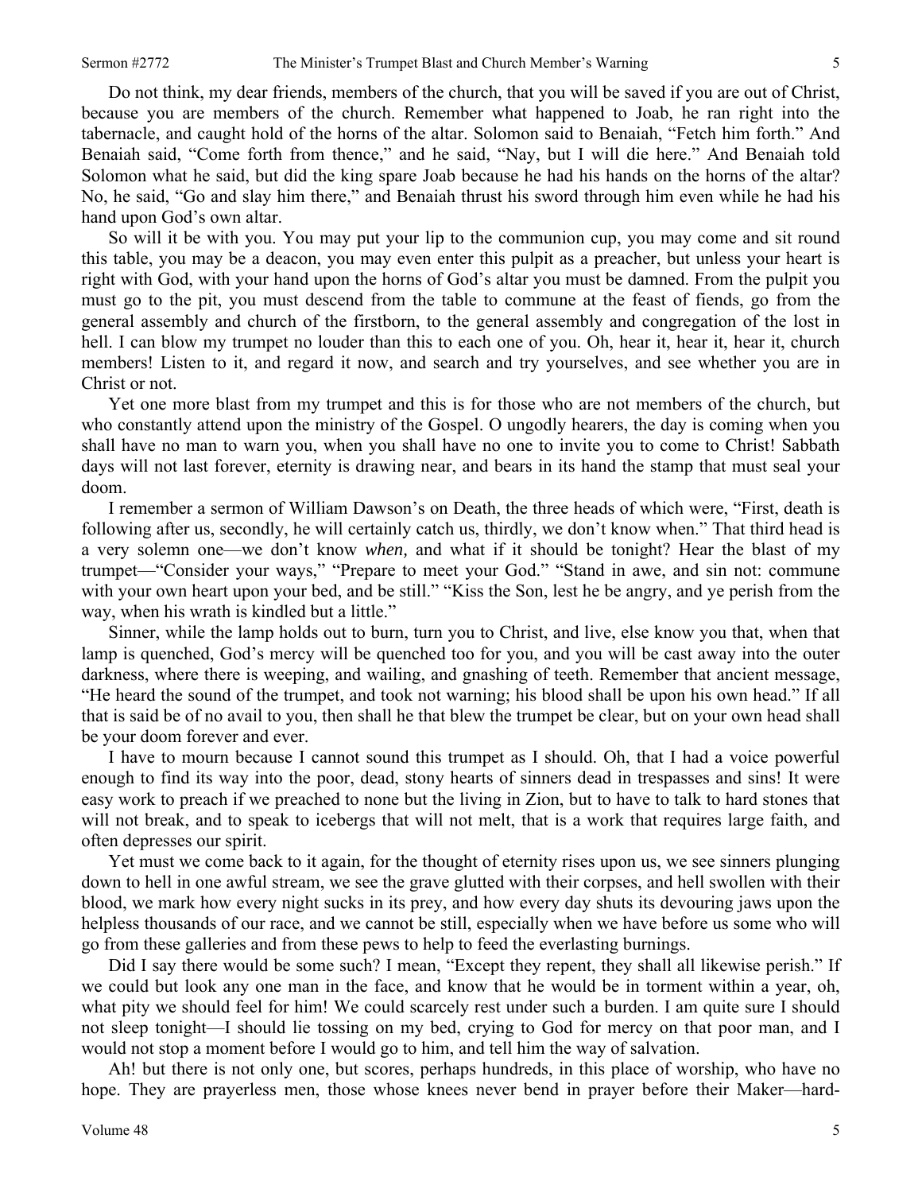Do not think, my dear friends, members of the church, that you will be saved if you are out of Christ, because you are members of the church. Remember what happened to Joab, he ran right into the tabernacle, and caught hold of the horns of the altar. Solomon said to Benaiah, "Fetch him forth." And Benaiah said, "Come forth from thence," and he said, "Nay, but I will die here." And Benaiah told Solomon what he said, but did the king spare Joab because he had his hands on the horns of the altar? No, he said, "Go and slay him there," and Benaiah thrust his sword through him even while he had his hand upon God's own altar.

So will it be with you. You may put your lip to the communion cup, you may come and sit round this table, you may be a deacon, you may even enter this pulpit as a preacher, but unless your heart is right with God, with your hand upon the horns of God's altar you must be damned. From the pulpit you must go to the pit, you must descend from the table to commune at the feast of fiends, go from the general assembly and church of the firstborn, to the general assembly and congregation of the lost in hell. I can blow my trumpet no louder than this to each one of you. Oh, hear it, hear it, hear it, church members! Listen to it, and regard it now, and search and try yourselves, and see whether you are in Christ or not.

Yet one more blast from my trumpet and this is for those who are not members of the church, but who constantly attend upon the ministry of the Gospel. O ungodly hearers, the day is coming when you shall have no man to warn you, when you shall have no one to invite you to come to Christ! Sabbath days will not last forever, eternity is drawing near, and bears in its hand the stamp that must seal your doom.

I remember a sermon of William Dawson's on Death, the three heads of which were, "First, death is following after us, secondly, he will certainly catch us, thirdly, we don't know when." That third head is a very solemn one—we don't know *when,* and what if it should be tonight? Hear the blast of my trumpet—"Consider your ways," "Prepare to meet your God." "Stand in awe, and sin not: commune with your own heart upon your bed, and be still." "Kiss the Son, lest he be angry, and ye perish from the way, when his wrath is kindled but a little."

Sinner, while the lamp holds out to burn, turn you to Christ, and live, else know you that, when that lamp is quenched, God's mercy will be quenched too for you, and you will be cast away into the outer darkness, where there is weeping, and wailing, and gnashing of teeth. Remember that ancient message, "He heard the sound of the trumpet, and took not warning; his blood shall be upon his own head." If all that is said be of no avail to you, then shall he that blew the trumpet be clear, but on your own head shall be your doom forever and ever.

I have to mourn because I cannot sound this trumpet as I should. Oh, that I had a voice powerful enough to find its way into the poor, dead, stony hearts of sinners dead in trespasses and sins! It were easy work to preach if we preached to none but the living in Zion, but to have to talk to hard stones that will not break, and to speak to icebergs that will not melt, that is a work that requires large faith, and often depresses our spirit.

Yet must we come back to it again, for the thought of eternity rises upon us, we see sinners plunging down to hell in one awful stream, we see the grave glutted with their corpses, and hell swollen with their blood, we mark how every night sucks in its prey, and how every day shuts its devouring jaws upon the helpless thousands of our race, and we cannot be still, especially when we have before us some who will go from these galleries and from these pews to help to feed the everlasting burnings.

Did I say there would be some such? I mean, "Except they repent, they shall all likewise perish." If we could but look any one man in the face, and know that he would be in torment within a year, oh, what pity we should feel for him! We could scarcely rest under such a burden. I am quite sure I should not sleep tonight—I should lie tossing on my bed, crying to God for mercy on that poor man, and I would not stop a moment before I would go to him, and tell him the way of salvation.

Ah! but there is not only one, but scores, perhaps hundreds, in this place of worship, who have no hope. They are prayerless men, those whose knees never bend in prayer before their Maker—hard-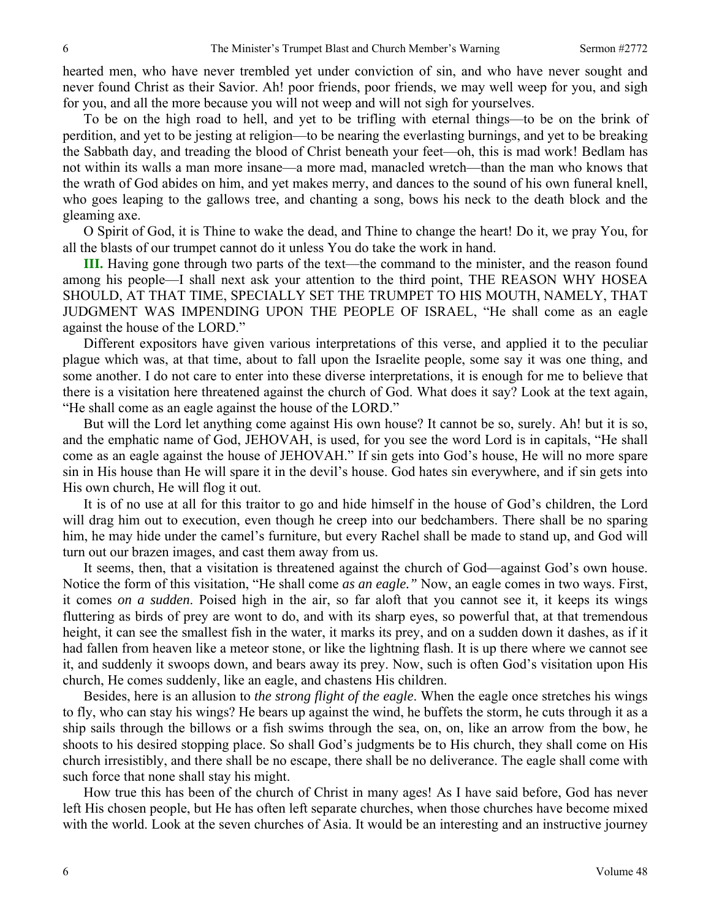hearted men, who have never trembled yet under conviction of sin, and who have never sought and never found Christ as their Savior. Ah! poor friends, poor friends, we may well weep for you, and sigh for you, and all the more because you will not weep and will not sigh for yourselves.

To be on the high road to hell, and yet to be trifling with eternal things—to be on the brink of perdition, and yet to be jesting at religion—to be nearing the everlasting burnings, and yet to be breaking the Sabbath day, and treading the blood of Christ beneath your feet—oh, this is mad work! Bedlam has not within its walls a man more insane—a more mad, manacled wretch—than the man who knows that the wrath of God abides on him, and yet makes merry, and dances to the sound of his own funeral knell, who goes leaping to the gallows tree, and chanting a song, bows his neck to the death block and the gleaming axe.

O Spirit of God, it is Thine to wake the dead, and Thine to change the heart! Do it, we pray You, for all the blasts of our trumpet cannot do it unless You do take the work in hand.

**III.** Having gone through two parts of the text—the command to the minister, and the reason found among his people—I shall next ask your attention to the third point, THE REASON WHY HOSEA SHOULD, AT THAT TIME, SPECIALLY SET THE TRUMPET TO HIS MOUTH, NAMELY, THAT JUDGMENT WAS IMPENDING UPON THE PEOPLE OF ISRAEL, "He shall come as an eagle against the house of the LORD."

Different expositors have given various interpretations of this verse, and applied it to the peculiar plague which was, at that time, about to fall upon the Israelite people, some say it was one thing, and some another. I do not care to enter into these diverse interpretations, it is enough for me to believe that there is a visitation here threatened against the church of God. What does it say? Look at the text again, "He shall come as an eagle against the house of the LORD."

But will the Lord let anything come against His own house? It cannot be so, surely. Ah! but it is so, and the emphatic name of God, JEHOVAH, is used, for you see the word Lord is in capitals, "He shall come as an eagle against the house of JEHOVAH." If sin gets into God's house, He will no more spare sin in His house than He will spare it in the devil's house. God hates sin everywhere, and if sin gets into His own church, He will flog it out.

It is of no use at all for this traitor to go and hide himself in the house of God's children, the Lord will drag him out to execution, even though he creep into our bedchambers. There shall be no sparing him, he may hide under the camel's furniture, but every Rachel shall be made to stand up, and God will turn out our brazen images, and cast them away from us.

It seems, then, that a visitation is threatened against the church of God—against God's own house. Notice the form of this visitation, "He shall come *as an eagle."* Now, an eagle comes in two ways. First, it comes *on a sudden*. Poised high in the air, so far aloft that you cannot see it, it keeps its wings fluttering as birds of prey are wont to do, and with its sharp eyes, so powerful that, at that tremendous height, it can see the smallest fish in the water, it marks its prey, and on a sudden down it dashes, as if it had fallen from heaven like a meteor stone, or like the lightning flash. It is up there where we cannot see it, and suddenly it swoops down, and bears away its prey. Now, such is often God's visitation upon His church, He comes suddenly, like an eagle, and chastens His children.

Besides, here is an allusion to *the strong flight of the eagle*. When the eagle once stretches his wings to fly, who can stay his wings? He bears up against the wind, he buffets the storm, he cuts through it as a ship sails through the billows or a fish swims through the sea, on, on, like an arrow from the bow, he shoots to his desired stopping place. So shall God's judgments be to His church, they shall come on His church irresistibly, and there shall be no escape, there shall be no deliverance. The eagle shall come with such force that none shall stay his might.

How true this has been of the church of Christ in many ages! As I have said before, God has never left His chosen people, but He has often left separate churches, when those churches have become mixed with the world. Look at the seven churches of Asia. It would be an interesting and an instructive journey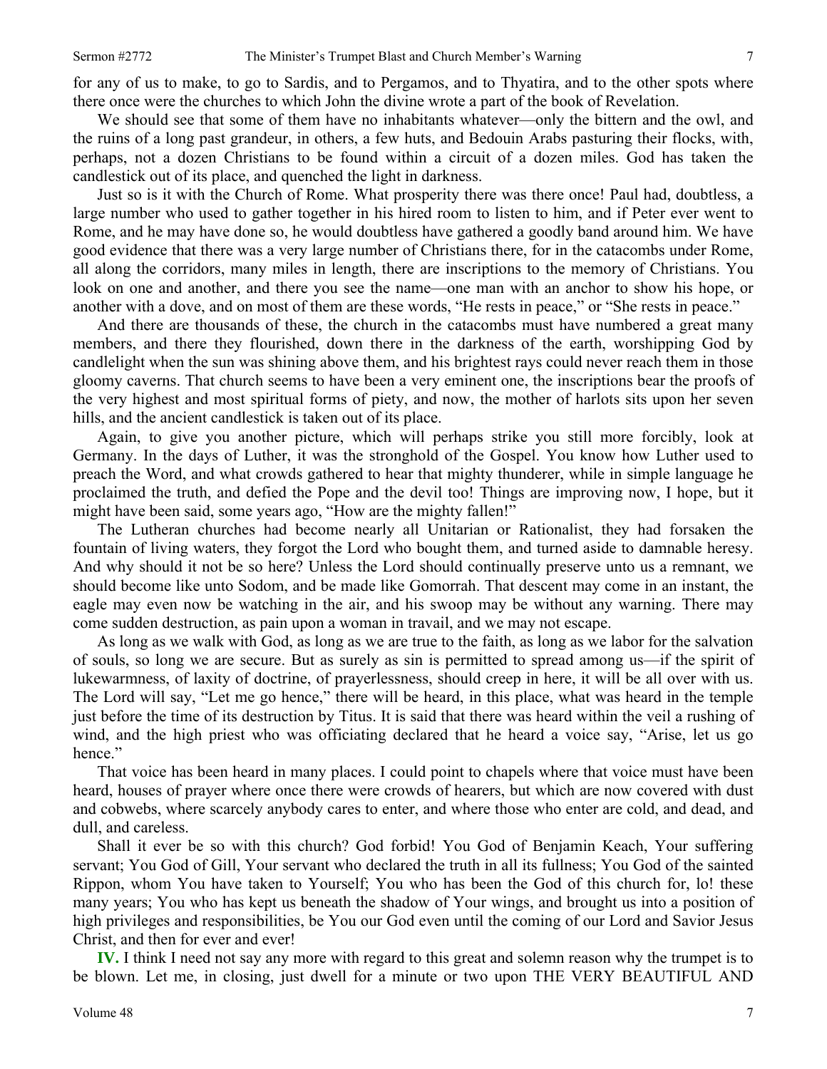for any of us to make, to go to Sardis, and to Pergamos, and to Thyatira, and to the other spots where there once were the churches to which John the divine wrote a part of the book of Revelation.

We should see that some of them have no inhabitants whatever—only the bittern and the owl, and the ruins of a long past grandeur, in others, a few huts, and Bedouin Arabs pasturing their flocks, with, perhaps, not a dozen Christians to be found within a circuit of a dozen miles. God has taken the candlestick out of its place, and quenched the light in darkness.

Just so is it with the Church of Rome. What prosperity there was there once! Paul had, doubtless, a large number who used to gather together in his hired room to listen to him, and if Peter ever went to Rome, and he may have done so, he would doubtless have gathered a goodly band around him. We have good evidence that there was a very large number of Christians there, for in the catacombs under Rome, all along the corridors, many miles in length, there are inscriptions to the memory of Christians. You look on one and another, and there you see the name—one man with an anchor to show his hope, or another with a dove, and on most of them are these words, "He rests in peace," or "She rests in peace."

And there are thousands of these, the church in the catacombs must have numbered a great many members, and there they flourished, down there in the darkness of the earth, worshipping God by candlelight when the sun was shining above them, and his brightest rays could never reach them in those gloomy caverns. That church seems to have been a very eminent one, the inscriptions bear the proofs of the very highest and most spiritual forms of piety, and now, the mother of harlots sits upon her seven hills, and the ancient candlestick is taken out of its place.

Again, to give you another picture, which will perhaps strike you still more forcibly, look at Germany. In the days of Luther, it was the stronghold of the Gospel. You know how Luther used to preach the Word, and what crowds gathered to hear that mighty thunderer, while in simple language he proclaimed the truth, and defied the Pope and the devil too! Things are improving now, I hope, but it might have been said, some years ago, "How are the mighty fallen!"

The Lutheran churches had become nearly all Unitarian or Rationalist, they had forsaken the fountain of living waters, they forgot the Lord who bought them, and turned aside to damnable heresy. And why should it not be so here? Unless the Lord should continually preserve unto us a remnant, we should become like unto Sodom, and be made like Gomorrah. That descent may come in an instant, the eagle may even now be watching in the air, and his swoop may be without any warning. There may come sudden destruction, as pain upon a woman in travail, and we may not escape.

As long as we walk with God, as long as we are true to the faith, as long as we labor for the salvation of souls, so long we are secure. But as surely as sin is permitted to spread among us—if the spirit of lukewarmness, of laxity of doctrine, of prayerlessness, should creep in here, it will be all over with us. The Lord will say, "Let me go hence," there will be heard, in this place, what was heard in the temple just before the time of its destruction by Titus. It is said that there was heard within the veil a rushing of wind, and the high priest who was officiating declared that he heard a voice say, "Arise, let us go hence."

That voice has been heard in many places. I could point to chapels where that voice must have been heard, houses of prayer where once there were crowds of hearers, but which are now covered with dust and cobwebs, where scarcely anybody cares to enter, and where those who enter are cold, and dead, and dull, and careless.

Shall it ever be so with this church? God forbid! You God of Benjamin Keach, Your suffering servant; You God of Gill, Your servant who declared the truth in all its fullness; You God of the sainted Rippon, whom You have taken to Yourself; You who has been the God of this church for, lo! these many years; You who has kept us beneath the shadow of Your wings, and brought us into a position of high privileges and responsibilities, be You our God even until the coming of our Lord and Savior Jesus Christ, and then for ever and ever!

**IV.** I think I need not say any more with regard to this great and solemn reason why the trumpet is to be blown. Let me, in closing, just dwell for a minute or two upon THE VERY BEAUTIFUL AND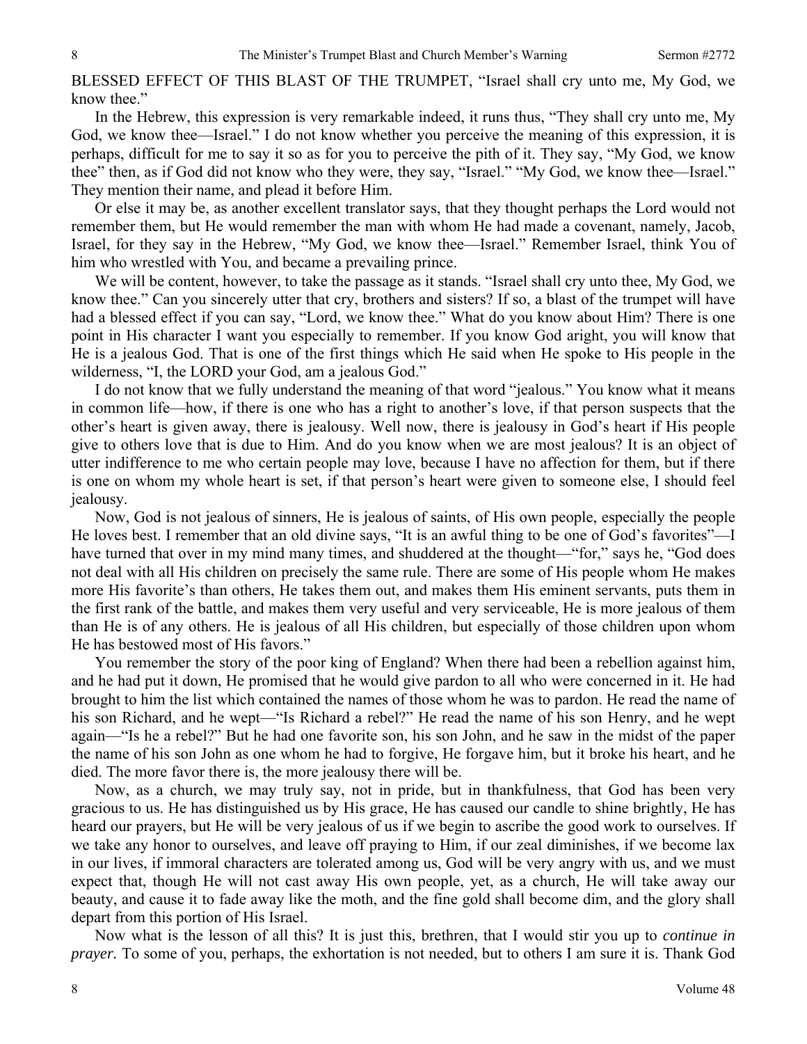BLESSED EFFECT OF THIS BLAST OF THE TRUMPET, "Israel shall cry unto me, My God, we know thee."

In the Hebrew, this expression is very remarkable indeed, it runs thus, "They shall cry unto me, My God, we know thee—Israel." I do not know whether you perceive the meaning of this expression, it is perhaps, difficult for me to say it so as for you to perceive the pith of it. They say, "My God, we know thee" then, as if God did not know who they were, they say, "Israel." "My God, we know thee—Israel." They mention their name, and plead it before Him.

Or else it may be, as another excellent translator says, that they thought perhaps the Lord would not remember them, but He would remember the man with whom He had made a covenant, namely, Jacob, Israel, for they say in the Hebrew, "My God, we know thee—Israel." Remember Israel, think You of him who wrestled with You, and became a prevailing prince.

We will be content, however, to take the passage as it stands. "Israel shall cry unto thee, My God, we know thee." Can you sincerely utter that cry, brothers and sisters? If so, a blast of the trumpet will have had a blessed effect if you can say, "Lord, we know thee." What do you know about Him? There is one point in His character I want you especially to remember. If you know God aright, you will know that He is a jealous God. That is one of the first things which He said when He spoke to His people in the wilderness, "I, the LORD your God, am a jealous God."

I do not know that we fully understand the meaning of that word "jealous." You know what it means in common life—how, if there is one who has a right to another's love, if that person suspects that the other's heart is given away, there is jealousy. Well now, there is jealousy in God's heart if His people give to others love that is due to Him. And do you know when we are most jealous? It is an object of utter indifference to me who certain people may love, because I have no affection for them, but if there is one on whom my whole heart is set, if that person's heart were given to someone else, I should feel jealousy.

Now, God is not jealous of sinners, He is jealous of saints, of His own people, especially the people He loves best. I remember that an old divine says, "It is an awful thing to be one of God's favorites"—I have turned that over in my mind many times, and shuddered at the thought—"for," says he, "God does not deal with all His children on precisely the same rule. There are some of His people whom He makes more His favorite's than others, He takes them out, and makes them His eminent servants, puts them in the first rank of the battle, and makes them very useful and very serviceable, He is more jealous of them than He is of any others. He is jealous of all His children, but especially of those children upon whom He has bestowed most of His favors."

You remember the story of the poor king of England? When there had been a rebellion against him, and he had put it down, He promised that he would give pardon to all who were concerned in it. He had brought to him the list which contained the names of those whom he was to pardon. He read the name of his son Richard, and he wept—"Is Richard a rebel?" He read the name of his son Henry, and he wept again—"Is he a rebel?" But he had one favorite son, his son John, and he saw in the midst of the paper the name of his son John as one whom he had to forgive, He forgave him, but it broke his heart, and he died. The more favor there is, the more jealousy there will be.

Now, as a church, we may truly say, not in pride, but in thankfulness, that God has been very gracious to us. He has distinguished us by His grace, He has caused our candle to shine brightly, He has heard our prayers, but He will be very jealous of us if we begin to ascribe the good work to ourselves. If we take any honor to ourselves, and leave off praying to Him, if our zeal diminishes, if we become lax in our lives, if immoral characters are tolerated among us, God will be very angry with us, and we must expect that, though He will not cast away His own people, yet, as a church, He will take away our beauty, and cause it to fade away like the moth, and the fine gold shall become dim, and the glory shall depart from this portion of His Israel.

Now what is the lesson of all this? It is just this, brethren, that I would stir you up to *continue in prayer.* To some of you, perhaps, the exhortation is not needed, but to others I am sure it is. Thank God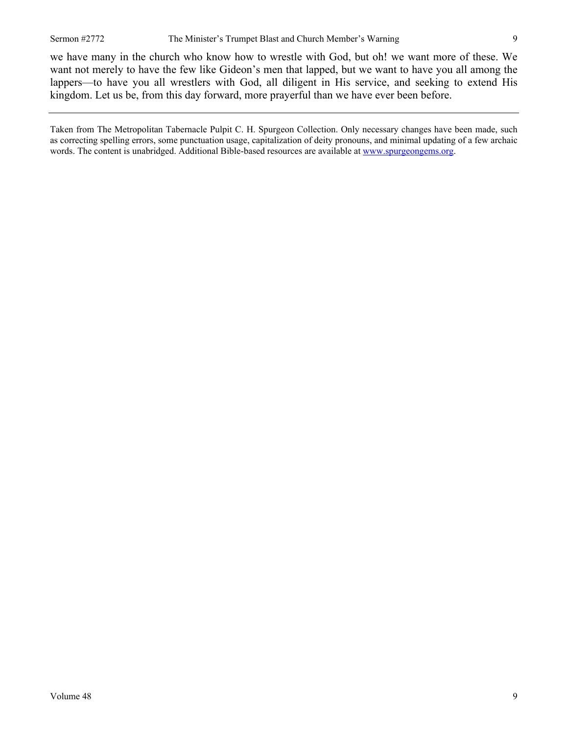we have many in the church who know how to wrestle with God, but oh! we want more of these. We want not merely to have the few like Gideon's men that lapped, but we want to have you all among the lappers—to have you all wrestlers with God, all diligent in His service, and seeking to extend His kingdom. Let us be, from this day forward, more prayerful than we have ever been before.

---

Taken from The Metropolitan Tabernacle Pulpit C. H. Spurgeon Collection. Only necessary changes have been made, such as correcting spelling errors, some punctuation usage, capitalization of deity pronouns, and minimal updating of a few archaic words. The content is unabridged. Additional Bible-based resources are available at www.spurgeongems.org.